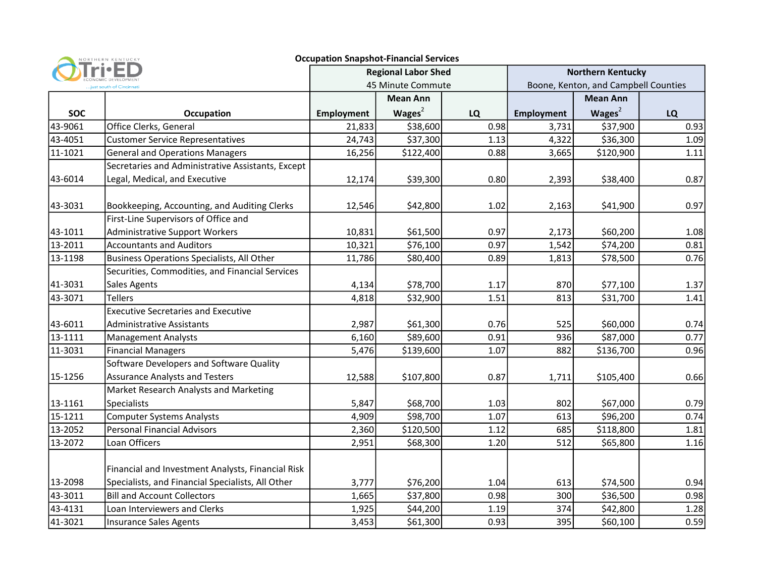NORTHERN KENTUCKY Tri-ED ECONOMIC DEVELOPMENT ...just south of Cincinnati

## Occupation Snapshot-Financial Services

| SOC | Occupation | Regional Labor Shed 45 Minute Commute | | | Northern Kentucky Boone, Kenton, and Campbell Counties | | |
|---|---|---|---|---|---|---|---|
| | | Employment | Mean Ann Wages[2] | LQ | Employment | Mean Ann Wages[2] | LQ |
| 43-9061 | Office Clerks, General | 21,833 | $38,600 | 0.98 | 3,731 | $37,900 | 0.93 |
| 43-4051 | Customer Service Representatives | 24,743 | $37,300 | 1.13 | 4,322 | $36,300 | 1.09 |
| 11-1021 | General and Operations Managers | 16,256 | $122,400 | 0.88 | 3,665 | $120,900 | 1.11 |
| 43-6014 | Secretaries and Administrative Assistants, Except Legal, Medical, and Executive | 12,174 | $39,300 | 0.80 | 2,393 | $38,400 | 0.87 |
| 43-3031 | Bookkeeping, Accounting, and Auditing Clerks | 12,546 | $42,800 | 1.02 | 2,163 | $41,900 | 0.97 |
| 43-1011 | First-Line Supervisors of Office and Administrative Support Workers | 10,831 | $61,500 | 0.97 | 2,173 | $60,200 | 1.08 |
| 13-2011 | Accountants and Auditors | 10,321 | $76,100 | 0.97 | 1,542 | $74,200 | 0.81 |
| 13-1198 | Business Operations Specialists, All Other | 11,786 | $80,400 | 0.89 | 1,813 | $78,500 | 0.76 |
| 41-3031 | Securities, Commodities, and Financial Services Sales Agents | 4,134 | $78,700 | 1.17 | 870 | $77,100 | 1.37 |
| 43-3071 | Tellers | 4,818 | $32,900 | 1.51 | 813 | $31,700 | 1.41 |
| 43-6011 | Executive Secretaries and Executive Administrative Assistants | 2,987 | $61,300 | 0.76 | 525 | $60,000 | 0.74 |
| 13-1111 | Management Analysts | 6,160 | $89,600 | 0.91 | 936 | $87,000 | 0.77 |
| 11-3031 | Financial Managers | 5,476 | $139,600 | 1.07 | 882 | $136,700 | 0.96 |
| 15-1256 | Software Developers and Software Quality Assurance Analysts and Testers | 12,588 | $107,800 | 0.87 | 1,711 | $105,400 | 0.66 |
| 13-1161 | Market Research Analysts and Marketing Specialists | 5,847 | $68,700 | 1.03 | 802 | $67,000 | 0.79 |
| 15-1211 | Computer Systems Analysts | 4,909 | $98,700 | 1.07 | 613 | $96,200 | 0.74 |
| 13-2052 | Personal Financial Advisors | 2,360 | $120,500 | 1.12 | 685 | $118,800 | 1.81 |
| 13-2072 | Loan Officers | 2,951 | $68,300 | 1.20 | 512 | $65,800 | 1.16 |
| 13-2098 | Financial and Investment Analysts, Financial Risk Specialists, and Financial Specialists, All Other | 3,777 | $76,200 | 1.04 | 613 | $74,500 | 0.94 |
| 43-3011 | Bill and Account Collectors | 1,665 | $37,800 | 0.98 | 300 | $36,500 | 0.98 |
| 43-4131 | Loan Interviewers and Clerks | 1,925 | $44,200 | 1.19 | 374 | $42,800 | 1.28 |
| 41-3021 | Insurance Sales Agents | 3,453 | $61,300 | 0.93 | 395 | $60,100 | 0.59 |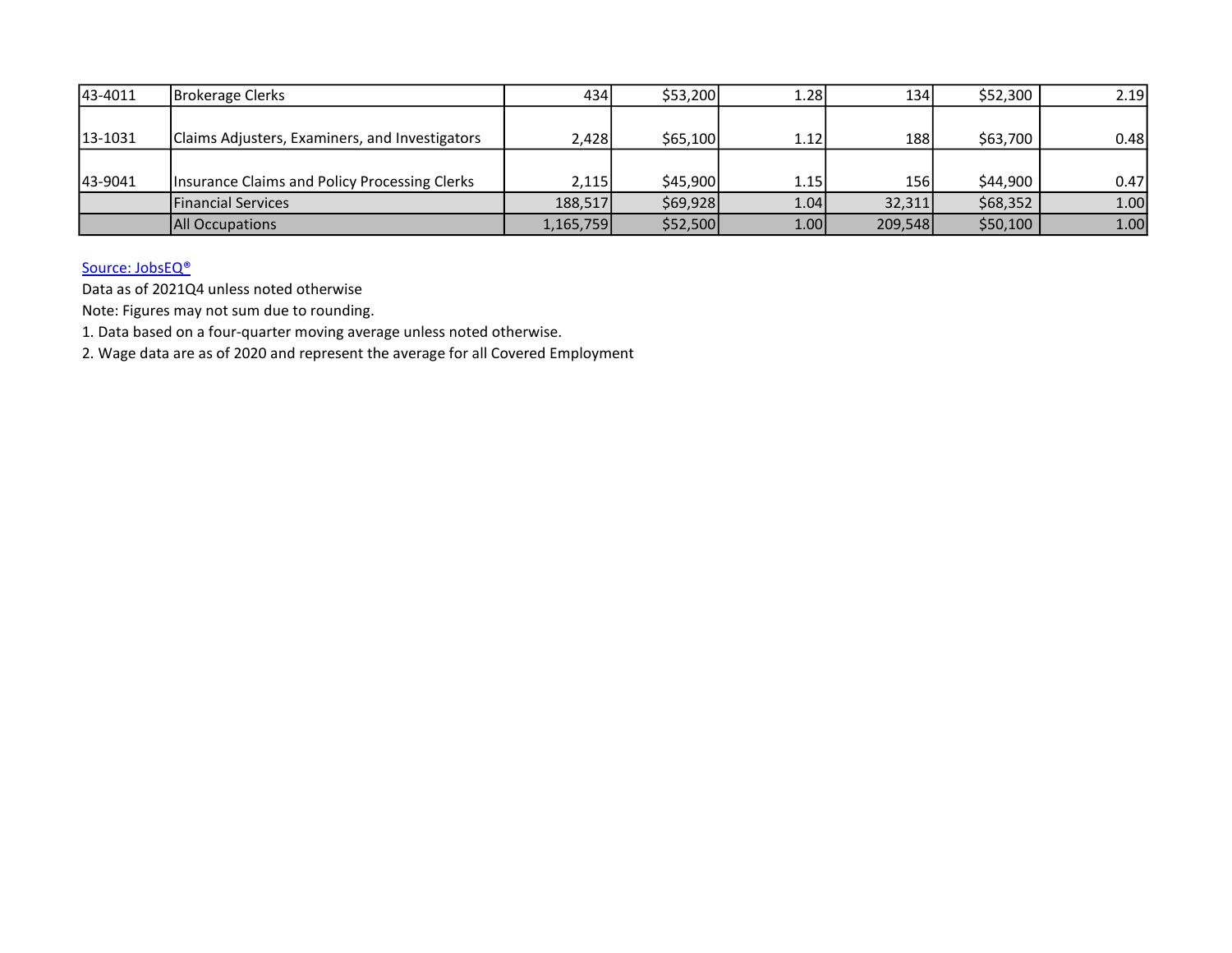| | | | | | | | |
|---|---|---|---|---|---|---|---|
| 43-4011 | Brokerage Clerks | 434 | $53,200 | 1.28 | 134 | $52,300 | 2.19 |
| 13-1031 | Claims Adjusters, Examiners, and Investigators | 2,428 | $65,100 | 1.12 | 188 | $63,700 | 0.48 |
| 43-9041 | Insurance Claims and Policy Processing Clerks | 2,115 | $45,900 | 1.15 | 156 | $44,900 | 0.47 |
| | Financial Services | 188,517 | $69,928 | 1.04 | 32,311 | $68,352 | 1.00 |
| | All Occupations | 1,165,759 | $52,500 | 1.00 | 209,548 | $50,100 | 1.00 |

Source: JobsEQ®

Data as of 2021Q4 unless noted otherwise

Note: Figures may not sum due to rounding.

1. Data based on a four-quarter moving average unless noted otherwise.

2. Wage data are as of 2020 and represent the average for all Covered Employment